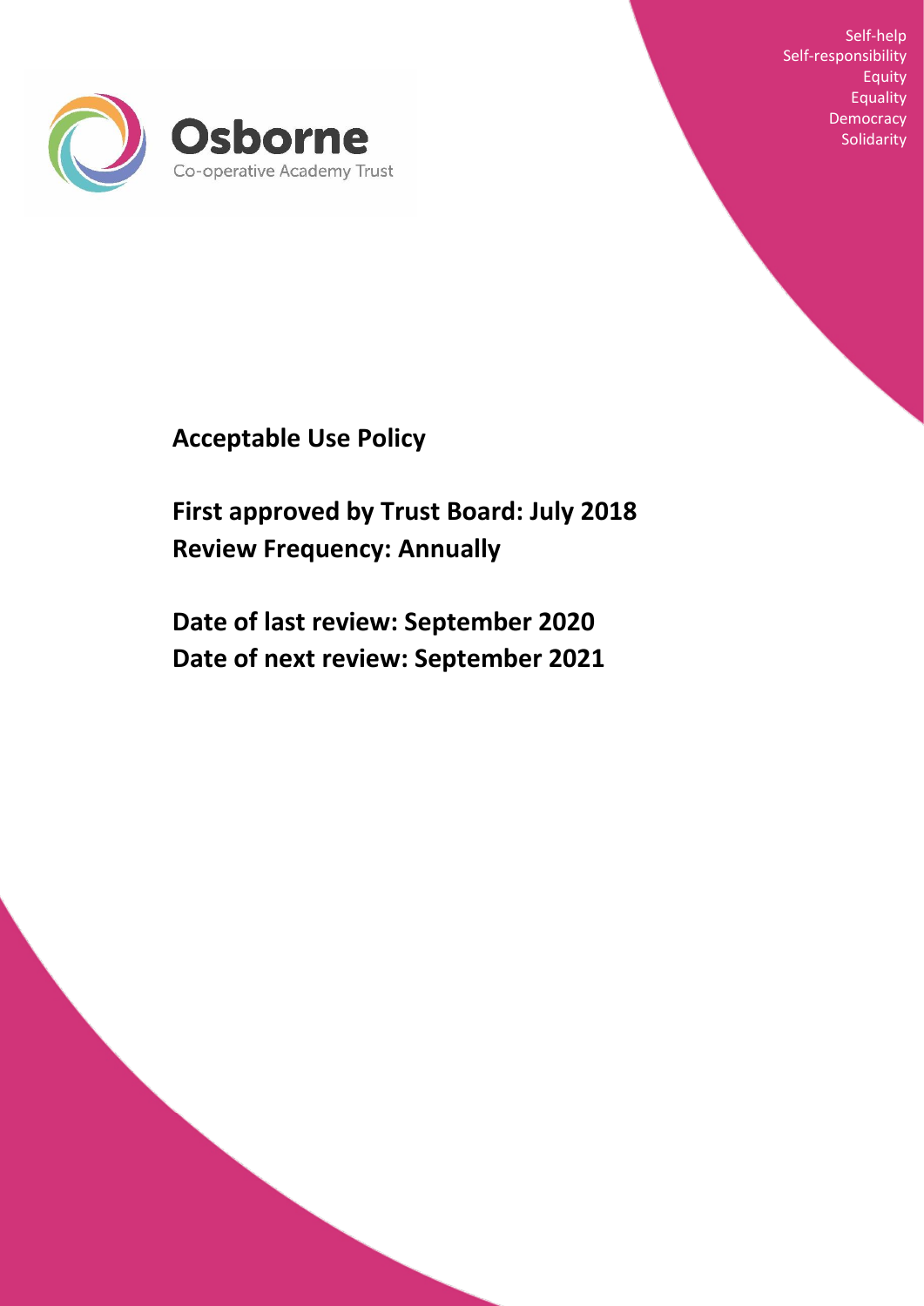Self-help
Self-responsibility
Equity
Equality
Democracy
Solidarity

**Osborne**
Co-operative Academy Trust

# Acceptable Use Policy

## First approved by Trust Board: July 2018
## Review Frequency: Annually

## Date of last review: September 2020
## Date of next review: September 2021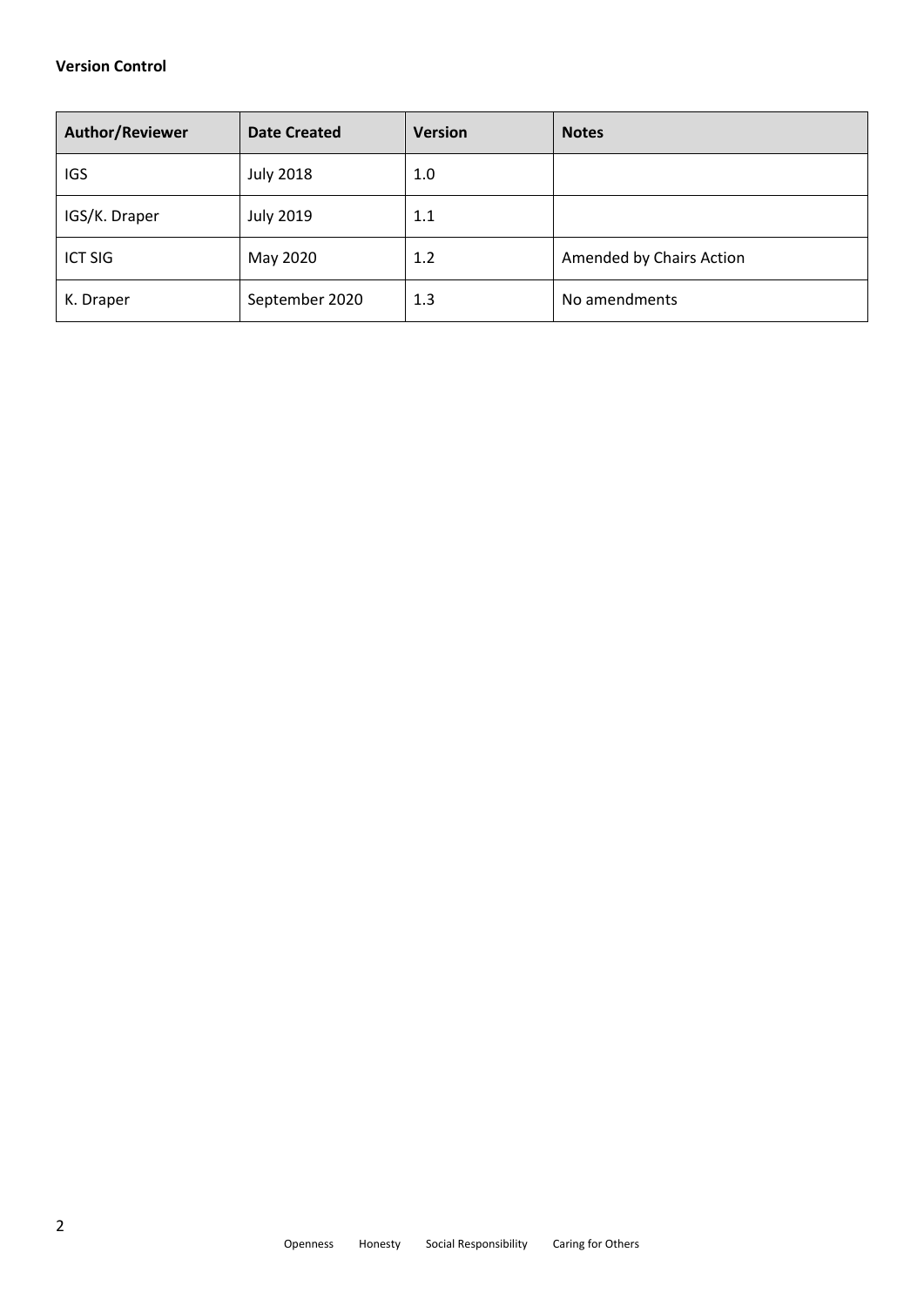**Version Control**

| Author/Reviewer | Date Created | Version | Notes |
| --- | --- | --- | --- |
| IGS | July 2018 | 1.0 | |
| IGS/K. Draper | July 2019 | 1.1 | |
| ICT SIG | May 2020 | 1.2 | Amended by Chairs Action |
| K. Draper | September 2020 | 1.3 | No amendments |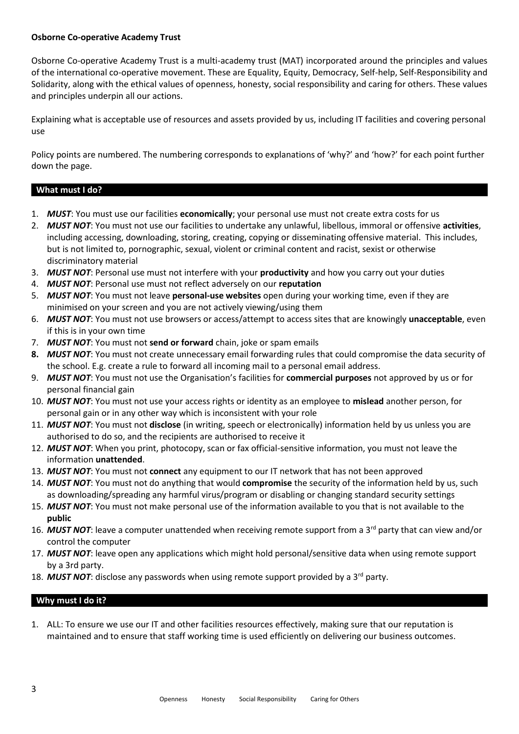**Osborne Co-operative Academy Trust**

Osborne Co-operative Academy Trust is a multi-academy trust (MAT) incorporated around the principles and values of the international co-operative movement. These are Equality, Equity, Democracy, Self-help, Self-Responsibility and Solidarity, along with the ethical values of openness, honesty, social responsibility and caring for others. These values and principles underpin all our actions.

Explaining what is acceptable use of resources and assets provided by us, including IT facilities and covering personal use

Policy points are numbered. The numbering corresponds to explanations of 'why?' and 'how?' for each point further down the page.

## What must I do?

1. ***MUST***: You must use our facilities **economically**; your personal use must not create extra costs for us
2. ***MUST NOT***: You must not use our facilities to undertake any unlawful, libellous, immoral or offensive **activities**, including accessing, downloading, storing, creating, copying or disseminating offensive material. This includes, but is not limited to, pornographic, sexual, violent or criminal content and racist, sexist or otherwise discriminatory material
3. ***MUST NOT***: Personal use must not interfere with your **productivity** and how you carry out your duties
4. ***MUST NOT***: Personal use must not reflect adversely on our **reputation**
5. ***MUST NOT***: You must not leave **personal-use websites** open during your working time, even if they are minimised on your screen and you are not actively viewing/using them
6. ***MUST NOT***: You must not use browsers or access/attempt to access sites that are knowingly **unacceptable**, even if this is in your own time
7. ***MUST NOT***: You must not **send or forward** chain, joke or spam emails
8. ***MUST NOT***: You must not create unnecessary email forwarding rules that could compromise the data security of the school. E.g. create a rule to forward all incoming mail to a personal email address.
9. ***MUST NOT***: You must not use the Organisation's facilities for **commercial purposes** not approved by us or for personal financial gain
10. ***MUST NOT***: You must not use your access rights or identity as an employee to **mislead** another person, for personal gain or in any other way which is inconsistent with your role
11. ***MUST NOT***: You must not **disclose** (in writing, speech or electronically) information held by us unless you are authorised to do so, and the recipients are authorised to receive it
12. ***MUST NOT***: When you print, photocopy, scan or fax official-sensitive information, you must not leave the information **unattended**.
13. ***MUST NOT***: You must not **connect** any equipment to our IT network that has not been approved
14. ***MUST NOT***: You must not do anything that would **compromise** the security of the information held by us, such as downloading/spreading any harmful virus/program or disabling or changing standard security settings
15. ***MUST NOT***: You must not make personal use of the information available to you that is not available to the **public**
16. ***MUST NOT***: leave a computer unattended when receiving remote support from a 3rd party that can view and/or control the computer
17. ***MUST NOT***: leave open any applications which might hold personal/sensitive data when using remote support by a 3rd party.
18. ***MUST NOT***: disclose any passwords when using remote support provided by a 3rd party.

## Why must I do it?

1. ALL: To ensure we use our IT and other facilities resources effectively, making sure that our reputation is maintained and to ensure that staff working time is used efficiently on delivering our business outcomes.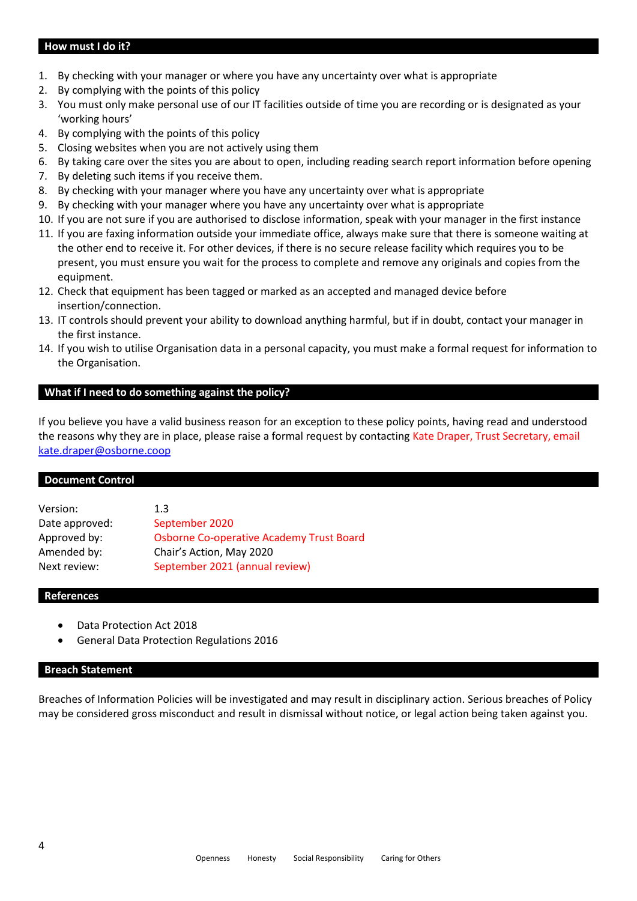## How must I do it?

1. By checking with your manager or where you have any uncertainty over what is appropriate
2. By complying with the points of this policy
3. You must only make personal use of our IT facilities outside of time you are recording or is designated as your 'working hours'
4. By complying with the points of this policy
5. Closing websites when you are not actively using them
6. By taking care over the sites you are about to open, including reading search report information before opening
7. By deleting such items if you receive them.
8. By checking with your manager where you have any uncertainty over what is appropriate
9. By checking with your manager where you have any uncertainty over what is appropriate
10. If you are not sure if you are authorised to disclose information, speak with your manager in the first instance
11. If you are faxing information outside your immediate office, always make sure that there is someone waiting at the other end to receive it. For other devices, if there is no secure release facility which requires you to be present, you must ensure you wait for the process to complete and remove any originals and copies from the equipment.
12. Check that equipment has been tagged or marked as an accepted and managed device before insertion/connection.
13. IT controls should prevent your ability to download anything harmful, but if in doubt, contact your manager in the first instance.
14. If you wish to utilise Organisation data in a personal capacity, you must make a formal request for information to the Organisation.

## What if I need to do something against the policy?

If you believe you have a valid business reason for an exception to these policy points, having read and understood the reasons why they are in place, please raise a formal request by contacting Kate Draper, Trust Secretary, email kate.draper@osborne.coop

## Document Control

| | |
|---|---|
| Version: | 1.3 |
| Date approved: | September 2020 |
| Approved by: | Osborne Co-operative Academy Trust Board |
| Amended by: | Chair's Action, May 2020 |
| Next review: | September 2021 (annual review) |

## References

- Data Protection Act 2018
- General Data Protection Regulations 2016

## Breach Statement

Breaches of Information Policies will be investigated and may result in disciplinary action. Serious breaches of Policy may be considered gross misconduct and result in dismissal without notice, or legal action being taken against you.